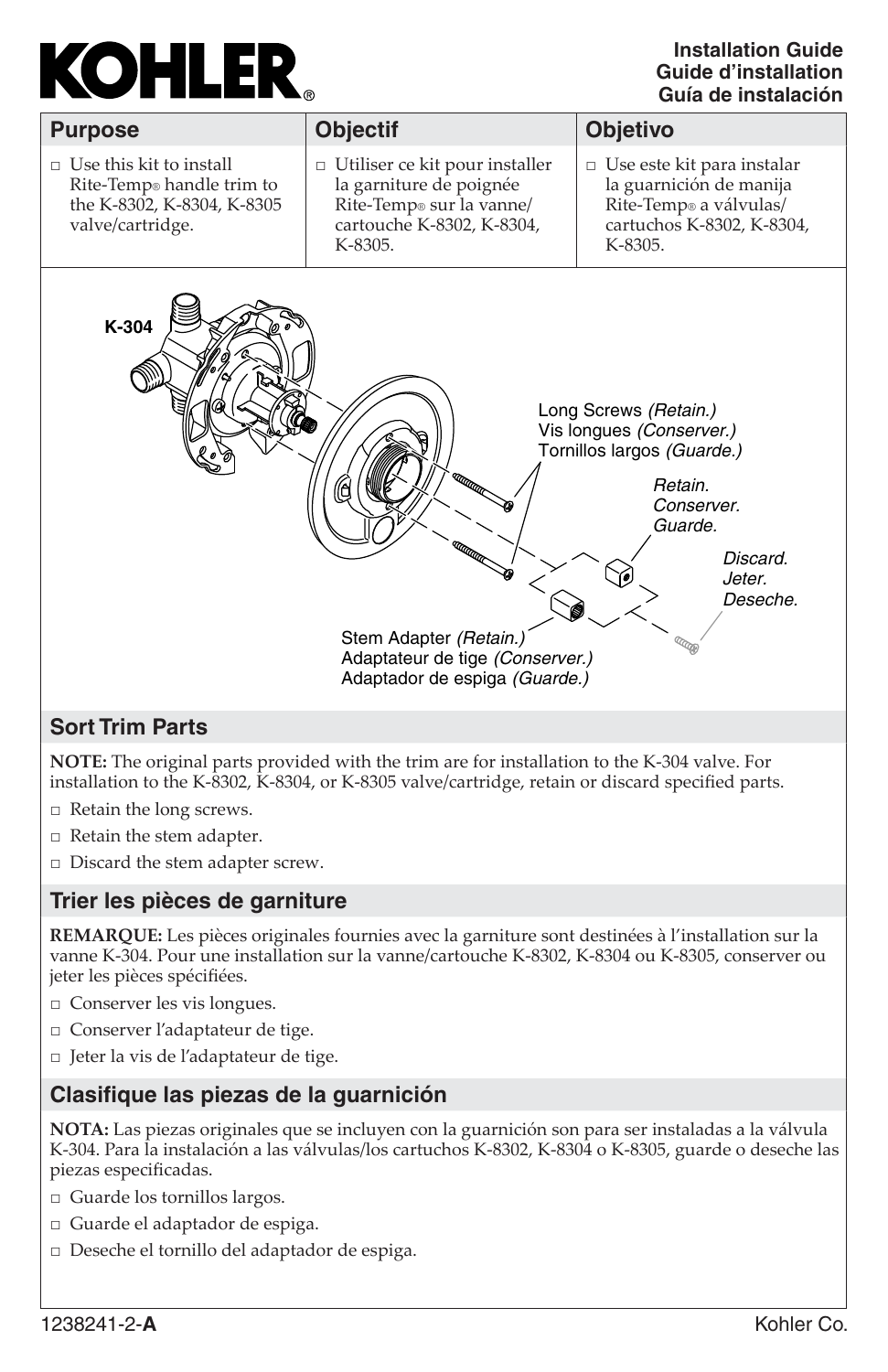# KOHLER®

**Installation Guide**
**Guide d'installation**
**Guía de instalación**

| Purpose | Objectif | Objetivo |
| --- | --- | --- |
| □ Use this kit to install Rite-Temp® handle trim to the K-8302, K-8304, K-8305 valve/cartridge. | □ Utiliser ce kit pour installer la garniture de poignée Rite-Temp® sur la vanne/cartouche K-8302, K-8304, K-8305. | □ Use este kit para instalar la guarnición de manija Rite-Temp® a válvulas/cartuchos K-8302, K-8304, K-8305. |

K-304

Long Screws *(Retain.)*
Vis longues *(Conserver.)*
Tornillos largos *(Guarde.)*

*Retain.*
*Conserver.*
*Guarde.*

*Discard.*
*Jeter.*
*Deseche.*

Stem Adapter *(Retain.)*
Adaptateur de tige *(Conserver.)*
Adaptador de espiga *(Guarde.)*

## Sort Trim Parts

**NOTE:** The original parts provided with the trim are for installation to the K-304 valve. For installation to the K-8302, K-8304, or K-8305 valve/cartridge, retain or discard specified parts.

- □ Retain the long screws.
- □ Retain the stem adapter.
- □ Discard the stem adapter screw.

## Trier les pièces de garniture

**REMARQUE:** Les pièces originales fournies avec la garniture sont destinées à l'installation sur la vanne K-304. Pour une installation sur la vanne/cartouche K-8302, K-8304 ou K-8305, conserver ou jeter les pièces spécifiées.

- □ Conserver les vis longues.
- □ Conserver l'adaptateur de tige.
- □ Jeter la vis de l'adaptateur de tige.

## Clasifique las piezas de la guarnición

**NOTA:** Las piezas originales que se incluyen con la guarnición son para ser instaladas a la válvula K-304. Para la instalación a las válvulas/los cartuchos K-8302, K-8304 o K-8305, guarde o deseche las piezas especificadas.

- □ Guarde los tornillos largos.
- □ Guarde el adaptador de espiga.
- □ Deseche el tornillo del adaptador de espiga.

1238241-2-**A** Kohler Co.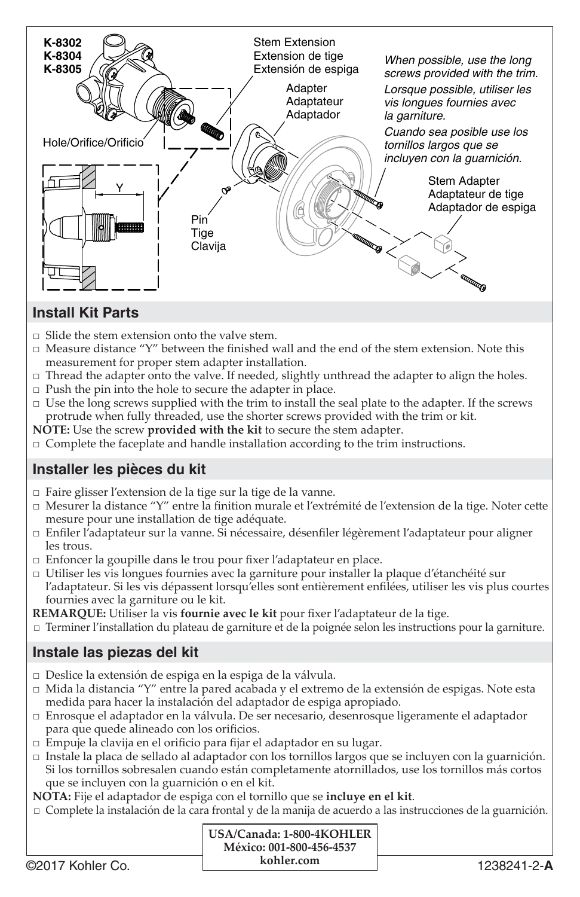K-8302
K-8304
K-8305

Stem Extension
Extension de tige
Extensión de espiga

*When possible, use the long screws provided with the trim.*

*Lorsque possible, utiliser les vis longues fournies avec la garniture.*

*Cuando sea posible use los tornillos largos que se incluyen con la guarnición.*

Adapter
Adaptateur
Adaptador

Hole/Orifice/Orificio

Y

Stem Adapter
Adaptateur de tige
Adaptador de espiga

Pin
Tige
Clavija

## Install Kit Parts

- ☐ Slide the stem extension onto the valve stem.
- ☐ Measure distance "Y" between the finished wall and the end of the stem extension. Note this measurement for proper stem adapter installation.
- ☐ Thread the adapter onto the valve. If needed, slightly unthread the adapter to align the holes.
- ☐ Push the pin into the hole to secure the adapter in place.
- ☐ Use the long screws supplied with the trim to install the seal plate to the adapter. If the screws protrude when fully threaded, use the shorter screws provided with the trim or kit.

**NOTE:** Use the screw **provided with the kit** to secure the stem adapter.

- ☐ Complete the faceplate and handle installation according to the trim instructions.

## Installer les pièces du kit

- ☐ Faire glisser l'extension de la tige sur la tige de la vanne.
- ☐ Mesurer la distance "Y" entre la finition murale et l'extrémité de l'extension de la tige. Noter cette mesure pour une installation de tige adéquate.
- ☐ Enfiler l'adaptateur sur la vanne. Si nécessaire, désenfiler légèrement l'adaptateur pour aligner les trous.
- ☐ Enfoncer la goupille dans le trou pour fixer l'adaptateur en place.
- ☐ Utiliser les vis longues fournies avec la garniture pour installer la plaque d'étanchéité sur l'adaptateur. Si les vis dépassent lorsqu'elles sont entièrement enfilées, utiliser les vis plus courtes fournies avec la garniture ou le kit.

**REMARQUE:** Utiliser la vis **fournie avec le kit** pour fixer l'adaptateur de la tige.

- ☐ Terminer l'installation du plateau de garniture et de la poignée selon les instructions pour la garniture.

## Instale las piezas del kit

- ☐ Deslice la extensión de espiga en la espiga de la válvula.
- ☐ Mida la distancia "Y" entre la pared acabada y el extremo de la extensión de espigas. Note esta medida para hacer la instalación del adaptador de espiga apropiado.
- ☐ Enrosque el adaptador en la válvula. De ser necesario, desenrosque ligeramente el adaptador para que quede alineado con los orificios.
- ☐ Empuje la clavija en el orificio para fijar el adaptador en su lugar.
- ☐ Instale la placa de sellado al adaptador con los tornillos largos que se incluyen con la guarnición. Si los tornillos sobresalen cuando están completamente atornillados, use los tornillos más cortos que se incluyen con la guarnición o en el kit.

**NOTA:** Fije el adaptador de espiga con el tornillo que se **incluye en el kit**.

- ☐ Complete la instalación de la cara frontal y de la manija de acuerdo a las instrucciones de la guarnición.

**USA/Canada: 1-800-4KOHLER**
**México: 001-800-456-4537**
**kohler.com**

©2017 Kohler Co.

1238241-2-**A**